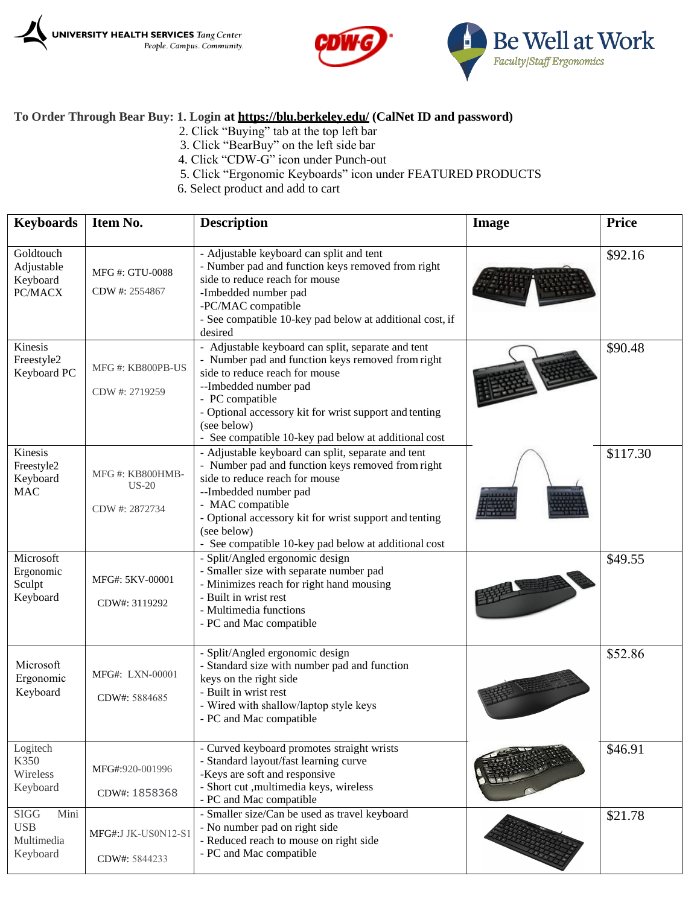UNIVERSITY HEALTH SERVICES Tang Center
People. Campus. Community.

CDW-G

Be Well at Work
Faculty|Staff Ergonomics

**To Order Through Bear Buy: 1. Login at https://blu.berkeley.edu/ (CalNet ID and password)**

2. Click "Buying" tab at the top left bar
3. Click "BearBuy" on the left side bar
4. Click "CDW-G" icon under Punch-out
5. Click "Ergonomic Keyboards" icon under FEATURED PRODUCTS
6. Select product and add to cart

| Keyboards | Item No. | Description | Image | Price |
|---|---|---|---|---|
| Goldtouch Adjustable Keyboard PC/MACX | MFG #: GTU-0088<br>CDW #: 2554867 | - Adjustable keyboard can split and tent<br>- Number pad and function keys removed from right side to reduce reach for mouse<br>-Imbedded number pad<br>-PC/MAC compatible<br>- See compatible 10-key pad below at additional cost, if desired | | $92.16 |
| Kinesis Freestyle2 Keyboard PC | MFG #: KB800PB-US<br>CDW #: 2719259 | - Adjustable keyboard can split, separate and tent<br>- Number pad and function keys removed from right side to reduce reach for mouse<br>--Imbedded number pad<br>- PC compatible<br>- Optional accessory kit for wrist support and tenting (see below)<br>- See compatible 10-key pad below at additional cost | | $90.48 |
| Kinesis Freestyle2 Keyboard MAC | MFG #: KB800HMB-US-20<br>CDW #: 2872734 | - Adjustable keyboard can split, separate and tent<br>- Number pad and function keys removed from right side to reduce reach for mouse<br>--Imbedded number pad<br>- MAC compatible<br>- Optional accessory kit for wrist support and tenting (see below)<br>- See compatible 10-key pad below at additional cost | | $117.30 |
| Microsoft Ergonomic Sculpt Keyboard | MFG#: 5KV-00001<br>CDW#: 3119292 | - Split/Angled ergonomic design<br>- Smaller size with separate number pad<br>- Minimizes reach for right hand mousing<br>- Built in wrist rest<br>- Multimedia functions<br>- PC and Mac compatible | | $49.55 |
| Microsoft Ergonomic Keyboard | MFG#: LXN-00001<br>CDW#: 5884685 | - Split/Angled ergonomic design<br>- Standard size with number pad and function keys on the right side<br>- Built in wrist rest<br>- Wired with shallow/laptop style keys<br>- PC and Mac compatible | | $52.86 |
| Logitech K350 Wireless Keyboard | MFG#:920-001996<br>CDW#: 1858368 | - Curved keyboard promotes straight wrists<br>- Standard layout/fast learning curve<br>-Keys are soft and responsive<br>- Short cut ,multimedia keys, wireless<br>- PC and Mac compatible | | $46.91 |
| SIGG Mini USB Multimedia Keyboard | MFG#:J JK-US0N12-S1<br>CDW#: 5844233 | - Smaller size/Can be used as travel keyboard<br>- No number pad on right side<br>- Reduced reach to mouse on right side<br>- PC and Mac compatible | | $21.78 |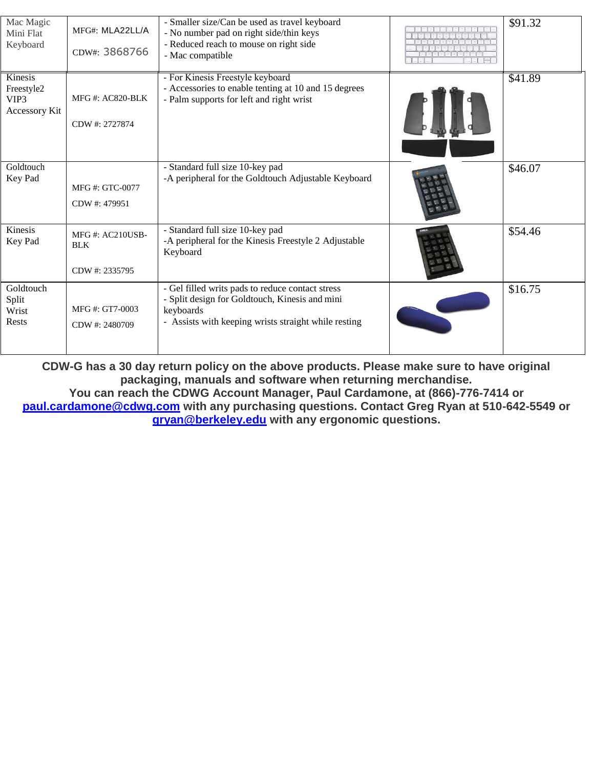| | | | | |
|---|---|---|---|---|
| Mac Magic Mini Flat Keyboard | MFG#: MLA22LL/A<br><br>CDW#: 3868766 | - Smaller size/Can be used as travel keyboard<br>- No number pad on right side/thin keys<br>- Reduced reach to mouse on right side<br>- Mac compatible | | $91.32 |
| Kinesis Freestyle2 VIP3 Accessory Kit | MFG #: AC820-BLK<br><br>CDW #: 2727874 | - For Kinesis Freestyle keyboard<br>- Accessories to enable tenting at 10 and 15 degrees<br>- Palm supports for left and right wrist | | $41.89 |
| Goldtouch Key Pad | MFG #: GTC-0077<br><br>CDW #: 479951 | - Standard full size 10-key pad<br>-A peripheral for the Goldtouch Adjustable Keyboard | | $46.07 |
| Kinesis Key Pad | MFG #: AC210USB-BLK<br><br>CDW #: 2335795 | - Standard full size 10-key pad<br>-A peripheral for the Kinesis Freestyle 2 Adjustable Keyboard | | $54.46 |
| Goldtouch Split Wrist Rests | MFG #: GT7-0003<br><br>CDW #: 2480709 | - Gel filled writs pads to reduce contact stress<br>- Split design for Goldtouch, Kinesis and mini keyboards<br>- Assists with keeping wrists straight while resting | | $16.75 |

**CDW-G has a 30 day return policy on the above products. Please make sure to have original packaging, manuals and software when returning merchandise.**
**You can reach the CDWG Account Manager, Paul Cardamone, at (866)-776-7414 or paul.cardamone@cdwg.com with any purchasing questions. Contact Greg Ryan at 510-642-5549 or gryan@berkeley.edu with any ergonomic questions.**